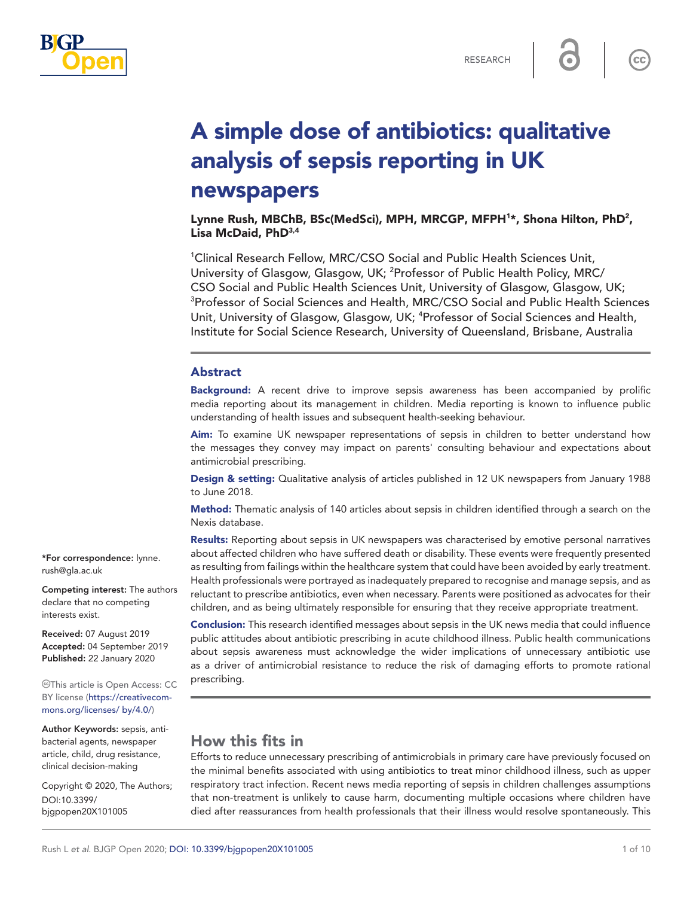# A simple dose of antibiotics: qualitative analysis of sepsis reporting in UK newspapers

**Lynne Rush, MBChB, BSc(MedSci), MPH, MRCGP, MFPH[1]*, Shona Hilton, PhD[2], Lisa McDaid, PhD[3,4]**

[1]Clinical Research Fellow, MRC/CSO Social and Public Health Sciences Unit, University of Glasgow, Glasgow, UK; [2]Professor of Public Health Policy, MRC/CSO Social and Public Health Sciences Unit, University of Glasgow, Glasgow, UK; [3]Professor of Social Sciences and Health, MRC/CSO Social and Public Health Sciences Unit, University of Glasgow, Glasgow, UK; [4]Professor of Social Sciences and Health, Institute for Social Science Research, University of Queensland, Brisbane, Australia

## Abstract

**Background:** A recent drive to improve sepsis awareness has been accompanied by prolific media reporting about its management in children. Media reporting is known to influence public understanding of health issues and subsequent health-seeking behaviour.

**Aim:** To examine UK newspaper representations of sepsis in children to better understand how the messages they convey may impact on parents' consulting behaviour and expectations about antimicrobial prescribing.

**Design & setting:** Qualitative analysis of articles published in 12 UK newspapers from January 1988 to June 2018.

**Method:** Thematic analysis of 140 articles about sepsis in children identified through a search on the Nexis database.

**Results:** Reporting about sepsis in UK newspapers was characterised by emotive personal narratives about affected children who have suffered death or disability. These events were frequently presented as resulting from failings within the healthcare system that could have been avoided by early treatment. Health professionals were portrayed as inadequately prepared to recognise and manage sepsis, and as reluctant to prescribe antibiotics, even when necessary. Parents were positioned as advocates for their children, and as being ultimately responsible for ensuring that they receive appropriate treatment.

**Conclusion:** This research identified messages about sepsis in the UK news media that could influence public attitudes about antibiotic prescribing in acute childhood illness. Public health communications about sepsis awareness must acknowledge the wider implications of unnecessary antibiotic use as a driver of antimicrobial resistance to reduce the risk of damaging efforts to promote rational prescribing.

*For correspondence: lynne.rush@gla.ac.uk

**Competing interest:** The authors declare that no competing interests exist.

**Received:** 07 August 2019
**Accepted:** 04 September 2019
**Published:** 22 January 2020

This article is Open Access: CC BY license (https://creativecommons.org/licenses/ by/4.0/)

**Author Keywords:** sepsis, antibacterial agents, newspaper article, child, drug resistance, clinical decision-making

Copyright © 2020, The Authors; DOI:10.3399/bjgpopen20X101005

## How this fits in

Efforts to reduce unnecessary prescribing of antimicrobials in primary care have previously focused on the minimal benefits associated with using antibiotics to treat minor childhood illness, such as upper respiratory tract infection. Recent news media reporting of sepsis in children challenges assumptions that non-treatment is unlikely to cause harm, documenting multiple occasions where children have died after reassurances from health professionals that their illness would resolve spontaneously. This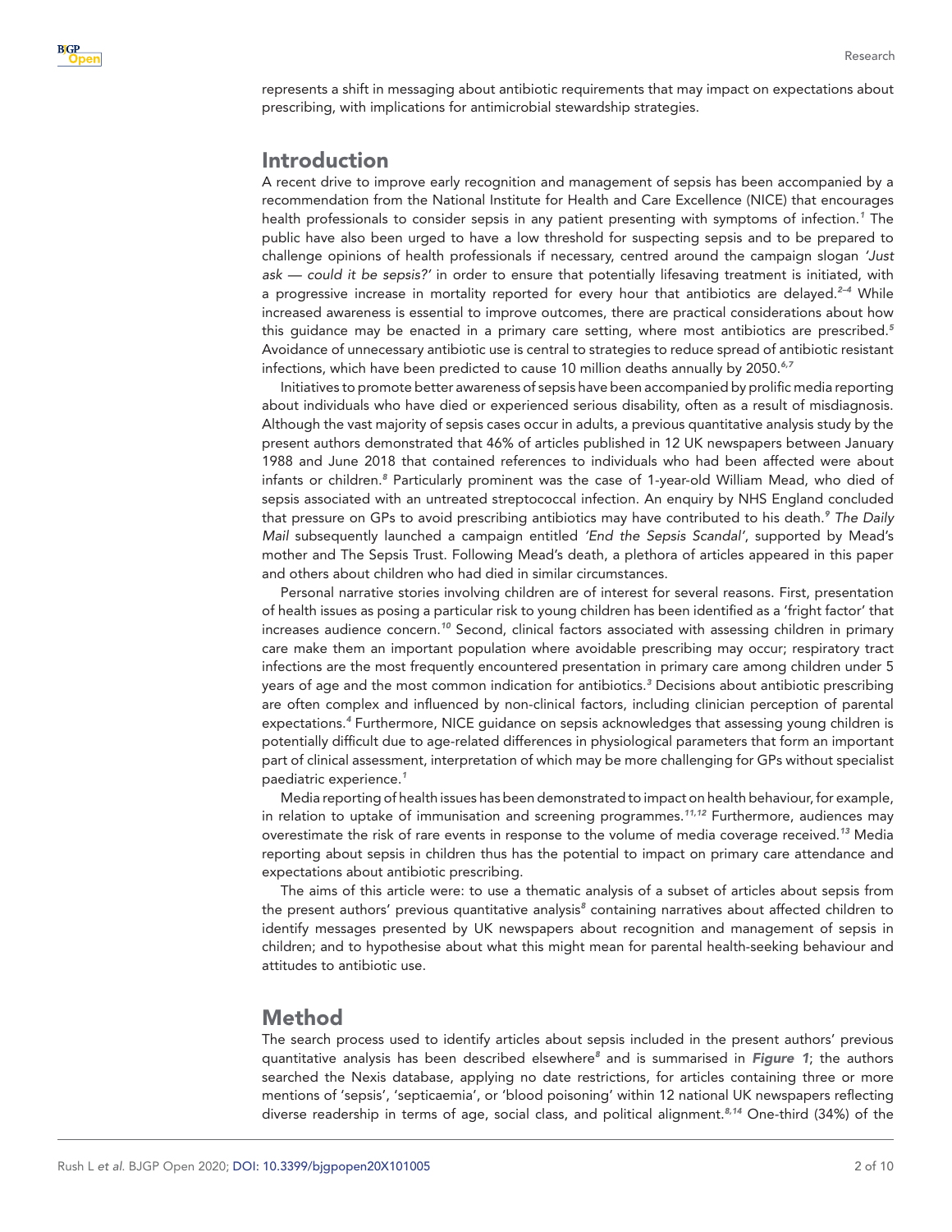represents a shift in messaging about antibiotic requirements that may impact on expectations about prescribing, with implications for antimicrobial stewardship strategies.

## Introduction

A recent drive to improve early recognition and management of sepsis has been accompanied by a recommendation from the National Institute for Health and Care Excellence (NICE) that encourages health professionals to consider sepsis in any patient presenting with symptoms of infection.[1] The public have also been urged to have a low threshold for suspecting sepsis and to be prepared to challenge opinions of health professionals if necessary, centred around the campaign slogan *'Just ask — could it be sepsis?'* in order to ensure that potentially lifesaving treatment is initiated, with a progressive increase in mortality reported for every hour that antibiotics are delayed.[2–4] While increased awareness is essential to improve outcomes, there are practical considerations about how this guidance may be enacted in a primary care setting, where most antibiotics are prescribed.[5] Avoidance of unnecessary antibiotic use is central to strategies to reduce spread of antibiotic resistant infections, which have been predicted to cause 10 million deaths annually by 2050.[6,7]

Initiatives to promote better awareness of sepsis have been accompanied by prolific media reporting about individuals who have died or experienced serious disability, often as a result of misdiagnosis. Although the vast majority of sepsis cases occur in adults, a previous quantitative analysis study by the present authors demonstrated that 46% of articles published in 12 UK newspapers between January 1988 and June 2018 that contained references to individuals who had been affected were about infants or children.[8] Particularly prominent was the case of 1-year-old William Mead, who died of sepsis associated with an untreated streptococcal infection. An enquiry by NHS England concluded that pressure on GPs to avoid prescribing antibiotics may have contributed to his death.[9] *The Daily Mail* subsequently launched a campaign entitled *'End the Sepsis Scandal'*, supported by Mead's mother and The Sepsis Trust. Following Mead's death, a plethora of articles appeared in this paper and others about children who had died in similar circumstances.

Personal narrative stories involving children are of interest for several reasons. First, presentation of health issues as posing a particular risk to young children has been identified as a 'fright factor' that increases audience concern.[10] Second, clinical factors associated with assessing children in primary care make them an important population where avoidable prescribing may occur; respiratory tract infections are the most frequently encountered presentation in primary care among children under 5 years of age and the most common indication for antibiotics.[3] Decisions about antibiotic prescribing are often complex and influenced by non-clinical factors, including clinician perception of parental expectations.[4] Furthermore, NICE guidance on sepsis acknowledges that assessing young children is potentially difficult due to age-related differences in physiological parameters that form an important part of clinical assessment, interpretation of which may be more challenging for GPs without specialist paediatric experience.[1]

Media reporting of health issues has been demonstrated to impact on health behaviour, for example, in relation to uptake of immunisation and screening programmes.[11,12] Furthermore, audiences may overestimate the risk of rare events in response to the volume of media coverage received.[13] Media reporting about sepsis in children thus has the potential to impact on primary care attendance and expectations about antibiotic prescribing.

The aims of this article were: to use a thematic analysis of a subset of articles about sepsis from the present authors' previous quantitative analysis[8] containing narratives about affected children to identify messages presented by UK newspapers about recognition and management of sepsis in children; and to hypothesise about what this might mean for parental health-seeking behaviour and attitudes to antibiotic use.

## Method

The search process used to identify articles about sepsis included in the present authors' previous quantitative analysis has been described elsewhere[8] and is summarised in ***Figure 1***; the authors searched the Nexis database, applying no date restrictions, for articles containing three or more mentions of 'sepsis', 'septicaemia', or 'blood poisoning' within 12 national UK newspapers reflecting diverse readership in terms of age, social class, and political alignment.[8,14] One-third (34%) of the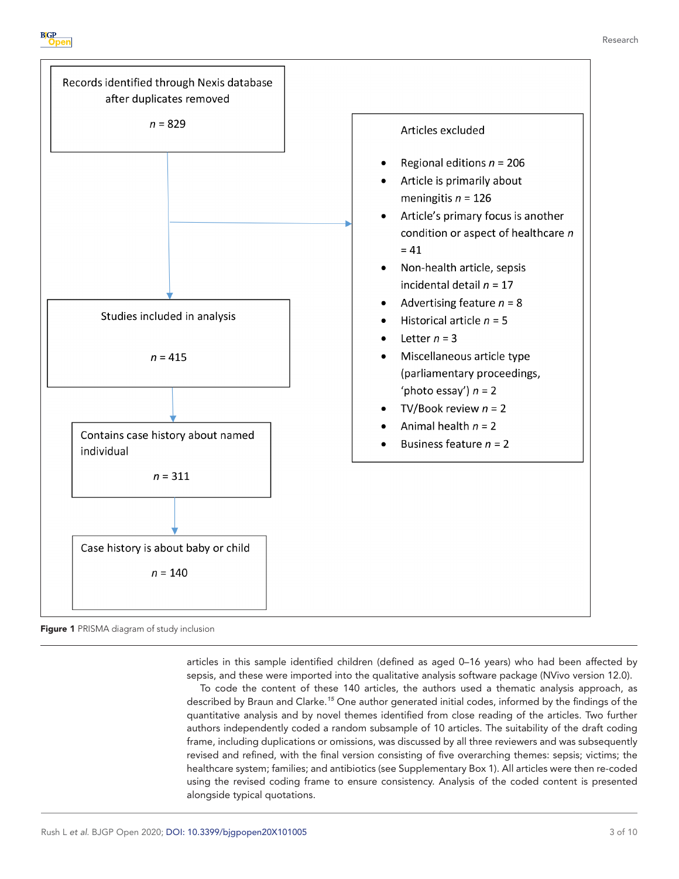Records identified through Nexis database after duplicates removed

*n* = 829

Articles excluded

- Regional editions *n* = 206
- Article is primarily about meningitis *n* = 126
- Article's primary focus is another condition or aspect of healthcare *n* = 41
- Non-health article, sepsis incidental detail *n* = 17
- Advertising feature *n* = 8
- Historical article *n* = 5
- Letter *n* = 3
- Miscellaneous article type (parliamentary proceedings, 'photo essay') *n* = 2
- TV/Book review *n* = 2
- Animal health *n* = 2
- Business feature *n* = 2

Studies included in analysis

*n* = 415

Contains case history about named individual

*n* = 311

Case history is about baby or child

*n* = 140

**Figure 1** PRISMA diagram of study inclusion

articles in this sample identified children (defined as aged 0–16 years) who had been affected by sepsis, and these were imported into the qualitative analysis software package (NVivo version 12.0).

To code the content of these 140 articles, the authors used a thematic analysis approach, as described by Braun and Clarke.[15] One author generated initial codes, informed by the findings of the quantitative analysis and by novel themes identified from close reading of the articles. Two further authors independently coded a random subsample of 10 articles. The suitability of the draft coding frame, including duplications or omissions, was discussed by all three reviewers and was subsequently revised and refined, with the final version consisting of five overarching themes: sepsis; victims; the healthcare system; families; and antibiotics (see Supplementary Box 1). All articles were then re-coded using the revised coding frame to ensure consistency. Analysis of the coded content is presented alongside typical quotations.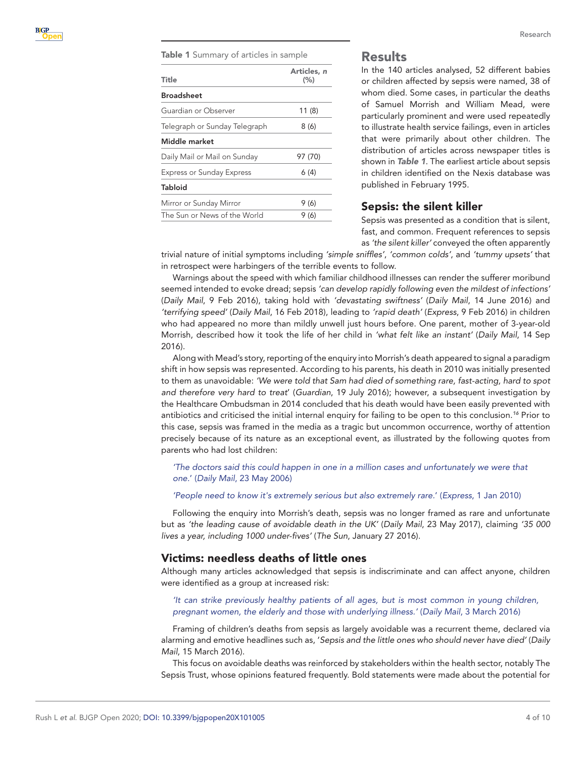**Table 1** Summary of articles in sample

| Title | Articles, *n* (%) |
|---|---|
| **Broadsheet** | |
| Guardian or Observer | 11 (8) |
| Telegraph or Sunday Telegraph | 8 (6) |
| **Middle market** | |
| Daily Mail or Mail on Sunday | 97 (70) |
| Express or Sunday Express | 6 (4) |
| **Tabloid** | |
| Mirror or Sunday Mirror | 9 (6) |
| The Sun or News of the World | 9 (6) |

## Results

In the 140 articles analysed, 52 different babies or children affected by sepsis were named, 38 of whom died. Some cases, in particular the deaths of Samuel Morrish and William Mead, were particularly prominent and were used repeatedly to illustrate health service failings, even in articles that were primarily about other children. The distribution of articles across newspaper titles is shown in ***Table 1***. The earliest article about sepsis in children identified on the Nexis database was published in February 1995.

### Sepsis: the silent killer

Sepsis was presented as a condition that is silent, fast, and common. Frequent references to sepsis as *'the silent killer'* conveyed the often apparently trivial nature of initial symptoms including *'simple sniffles'*, *'common colds'*, and *'tummy upsets'* that in retrospect were harbingers of the terrible events to follow.

Warnings about the speed with which familiar childhood illnesses can render the sufferer moribund seemed intended to evoke dread; sepsis *'can develop rapidly following even the mildest of infections'* (*Daily Mail*, 9 Feb 2016), taking hold with *'devastating swiftness'* (*Daily Mail*, 14 June 2016) and *'terrifying speed'* (*Daily Mail*, 16 Feb 2018), leading to *'rapid death'* (*Express*, 9 Feb 2016) in children who had appeared no more than mildly unwell just hours before. One parent, mother of 3-year-old Morrish, described how it took the life of her child in *'what felt like an instant'* (*Daily Mail*, 14 Sep 2016).

Along with Mead's story, reporting of the enquiry into Morrish's death appeared to signal a paradigm shift in how sepsis was represented. According to his parents, his death in 2010 was initially presented to them as unavoidable: *'We were told that Sam had died of something rare, fast-acting, hard to spot and therefore very hard to treat'* (*Guardian*, 19 July 2016); however, a subsequent investigation by the Healthcare Ombudsman in 2014 concluded that his death would have been easily prevented with antibiotics and criticised the initial internal enquiry for failing to be open to this conclusion.[16] Prior to this case, sepsis was framed in the media as a tragic but uncommon occurrence, worthy of attention precisely because of its nature as an exceptional event, as illustrated by the following quotes from parents who had lost children:

> *'The doctors said this could happen in one in a million cases and unfortunately we were that one.'* (*Daily Mail*, 23 May 2006)

> *'People need to know it's extremely serious but also extremely rare.'* (*Express*, 1 Jan 2010)

Following the enquiry into Morrish's death, sepsis was no longer framed as rare and unfortunate but as *'the leading cause of avoidable death in the UK'* (*Daily Mail*, 23 May 2017), claiming *'35 000 lives a year, including 1000 under-fives'* (*The Sun*, January 27 2016).

### Victims: needless deaths of little ones

Although many articles acknowledged that sepsis is indiscriminate and can affect anyone, children were identified as a group at increased risk:

> *'It can strike previously healthy patients of all ages, but is most common in young children, pregnant women, the elderly and those with underlying illness.'* (*Daily Mail*, 3 March 2016)

Framing of children's deaths from sepsis as largely avoidable was a recurrent theme, declared via alarming and emotive headlines such as, '*Sepsis and the little ones who should never have died*' (*Daily Mail*, 15 March 2016).

This focus on avoidable deaths was reinforced by stakeholders within the health sector, notably The Sepsis Trust, whose opinions featured frequently. Bold statements were made about the potential for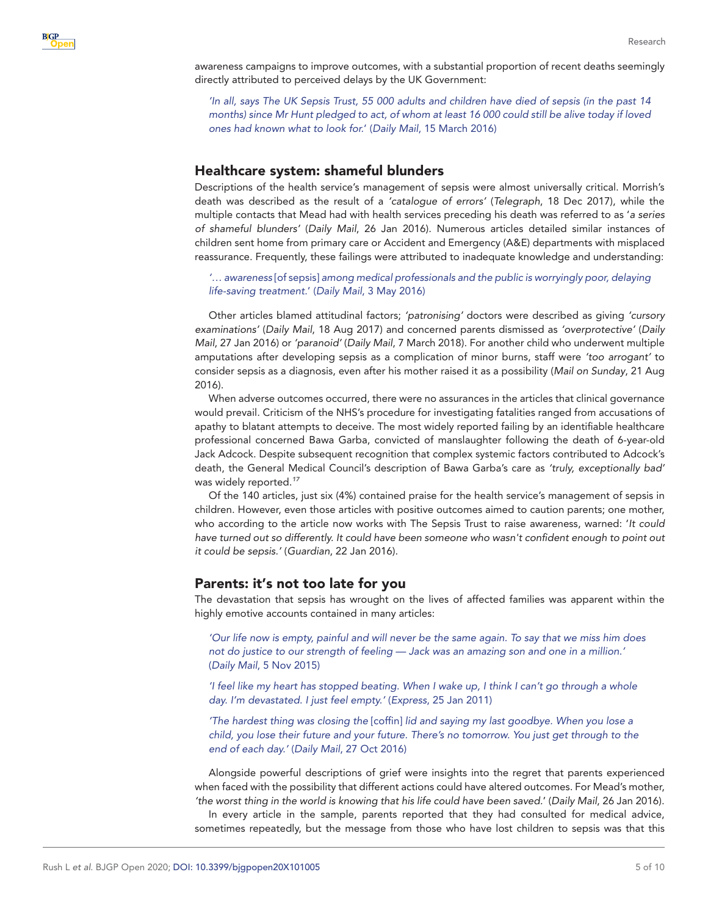awareness campaigns to improve outcomes, with a substantial proportion of recent deaths seemingly directly attributed to perceived delays by the UK Government:

> *'In all, says The UK Sepsis Trust, 55 000 adults and children have died of sepsis (in the past 14 months) since Mr Hunt pledged to act, of whom at least 16 000 could still be alive today if loved ones had known what to look for.'* (*Daily Mail*, 15 March 2016)

## Healthcare system: shameful blunders

Descriptions of the health service's management of sepsis were almost universally critical. Morrish's death was described as the result of a *'catalogue of errors'* (*Telegraph*, 18 Dec 2017), while the multiple contacts that Mead had with health services preceding his death was referred to as '*a series of shameful blunders'* (*Daily Mail*, 26 Jan 2016). Numerous articles detailed similar instances of children sent home from primary care or Accident and Emergency (A&E) departments with misplaced reassurance. Frequently, these failings were attributed to inadequate knowledge and understanding:

> *'… awareness* [of sepsis] *among medical professionals and the public is worryingly poor, delaying life-saving treatment.*' (*Daily Mail*, 3 May 2016)

Other articles blamed attitudinal factors; *'patronising'* doctors were described as giving *'cursory examinations'* (*Daily Mail*, 18 Aug 2017) and concerned parents dismissed as *'overprotective'* (*Daily Mail*, 27 Jan 2016) or *'paranoid'* (*Daily Mail*, 7 March 2018). For another child who underwent multiple amputations after developing sepsis as a complication of minor burns, staff were *'too arrogant'* to consider sepsis as a diagnosis, even after his mother raised it as a possibility (*Mail on Sunday*, 21 Aug 2016).

When adverse outcomes occurred, there were no assurances in the articles that clinical governance would prevail. Criticism of the NHS's procedure for investigating fatalities ranged from accusations of apathy to blatant attempts to deceive. The most widely reported failing by an identifiable healthcare professional concerned Bawa Garba, convicted of manslaughter following the death of 6-year-old Jack Adcock. Despite subsequent recognition that complex systemic factors contributed to Adcock's death, the General Medical Council's description of Bawa Garba's care as *'truly, exceptionally bad'* was widely reported.[17]

Of the 140 articles, just six (4%) contained praise for the health service's management of sepsis in children. However, even those articles with positive outcomes aimed to caution parents; one mother, who according to the article now works with The Sepsis Trust to raise awareness, warned: '*It could have turned out so differently. It could have been someone who wasn't confident enough to point out it could be sepsis.'* (*Guardian*, 22 Jan 2016).

## Parents: it's not too late for you

The devastation that sepsis has wrought on the lives of affected families was apparent within the highly emotive accounts contained in many articles:

> *'Our life now is empty, painful and will never be the same again. To say that we miss him does not do justice to our strength of feeling — Jack was an amazing son and one in a million.'* (*Daily Mail*, 5 Nov 2015)

> *'I feel like my heart has stopped beating. When I wake up, I think I can't go through a whole day. I'm devastated. I just feel empty.'* (*Express*, 25 Jan 2011)

> *'The hardest thing was closing the* [coffin] *lid and saying my last goodbye. When you lose a child, you lose their future and your future. There's no tomorrow. You just get through to the end of each day.'* (*Daily Mail*, 27 Oct 2016)

Alongside powerful descriptions of grief were insights into the regret that parents experienced when faced with the possibility that different actions could have altered outcomes. For Mead's mother, *'the worst thing in the world is knowing that his life could have been saved.*' (*Daily Mail*, 26 Jan 2016).

In every article in the sample, parents reported that they had consulted for medical advice, sometimes repeatedly, but the message from those who have lost children to sepsis was that this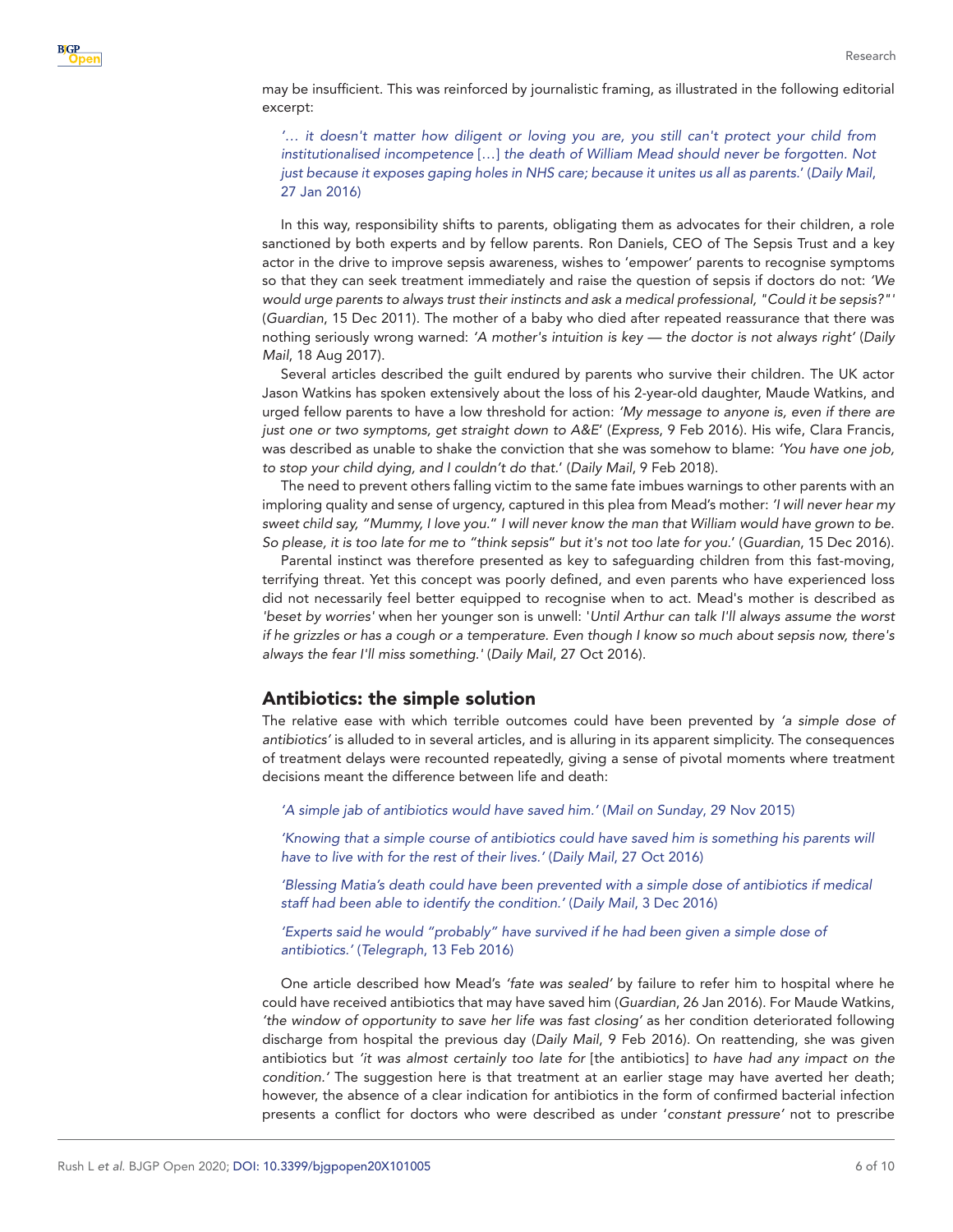may be insufficient. This was reinforced by journalistic framing, as illustrated in the following editorial excerpt:

> *'… it doesn't matter how diligent or loving you are, you still can't protect your child from institutionalised incompetence* […] *the death of William Mead should never be forgotten. Not just because it exposes gaping holes in NHS care; because it unites us all as parents.'* (*Daily Mail*, 27 Jan 2016)

In this way, responsibility shifts to parents, obligating them as advocates for their children, a role sanctioned by both experts and by fellow parents. Ron Daniels, CEO of The Sepsis Trust and a key actor in the drive to improve sepsis awareness, wishes to 'empower' parents to recognise symptoms so that they can seek treatment immediately and raise the question of sepsis if doctors do not: *'We would urge parents to always trust their instincts and ask a medical professional, "Could it be sepsis?"'* (*Guardian*, 15 Dec 2011). The mother of a baby who died after repeated reassurance that there was nothing seriously wrong warned: *'A mother's intuition is key — the doctor is not always right'* (*Daily Mail*, 18 Aug 2017).

Several articles described the guilt endured by parents who survive their children. The UK actor Jason Watkins has spoken extensively about the loss of his 2-year-old daughter, Maude Watkins, and urged fellow parents to have a low threshold for action: *'My message to anyone is, even if there are just one or two symptoms, get straight down to A&E'* (*Express*, 9 Feb 2016). His wife, Clara Francis, was described as unable to shake the conviction that she was somehow to blame: *'You have one job, to stop your child dying, and I couldn't do that.'* (*Daily Mail*, 9 Feb 2018).

The need to prevent others falling victim to the same fate imbues warnings to other parents with an imploring quality and sense of urgency, captured in this plea from Mead's mother: *'I will never hear my sweet child say, "Mummy, I love you." I will never know the man that William would have grown to be. So please, it is too late for me to "think sepsis" but it's not too late for you.'* (*Guardian*, 15 Dec 2016).

Parental instinct was therefore presented as key to safeguarding children from this fast-moving, terrifying threat. Yet this concept was poorly defined, and even parents who have experienced loss did not necessarily feel better equipped to recognise when to act. Mead's mother is described as *'beset by worries'* when her younger son is unwell: *'Until Arthur can talk I'll always assume the worst if he grizzles or has a cough or a temperature. Even though I know so much about sepsis now, there's always the fear I'll miss something.'* (*Daily Mail*, 27 Oct 2016).

## Antibiotics: the simple solution

The relative ease with which terrible outcomes could have been prevented by *'a simple dose of antibiotics'* is alluded to in several articles, and is alluring in its apparent simplicity. The consequences of treatment delays were recounted repeatedly, giving a sense of pivotal moments where treatment decisions meant the difference between life and death:

> *'A simple jab of antibiotics would have saved him.'* (*Mail on Sunday*, 29 Nov 2015)
>
> *'Knowing that a simple course of antibiotics could have saved him is something his parents will have to live with for the rest of their lives.'* (*Daily Mail*, 27 Oct 2016)
>
> *'Blessing Matia's death could have been prevented with a simple dose of antibiotics if medical staff had been able to identify the condition.'* (*Daily Mail*, 3 Dec 2016)
>
> *'Experts said he would "probably" have survived if he had been given a simple dose of antibiotics.'* (*Telegraph*, 13 Feb 2016)

One article described how Mead's *'fate was sealed'* by failure to refer him to hospital where he could have received antibiotics that may have saved him (*Guardian*, 26 Jan 2016). For Maude Watkins, *'the window of opportunity to save her life was fast closing'* as her condition deteriorated following discharge from hospital the previous day (*Daily Mail*, 9 Feb 2016). On reattending, she was given antibiotics but *'it was almost certainly too late for* [the antibiotics] *to have had any impact on the condition.'* The suggestion here is that treatment at an earlier stage may have averted her death; however, the absence of a clear indication for antibiotics in the form of confirmed bacterial infection presents a conflict for doctors who were described as under '*constant pressure*' not to prescribe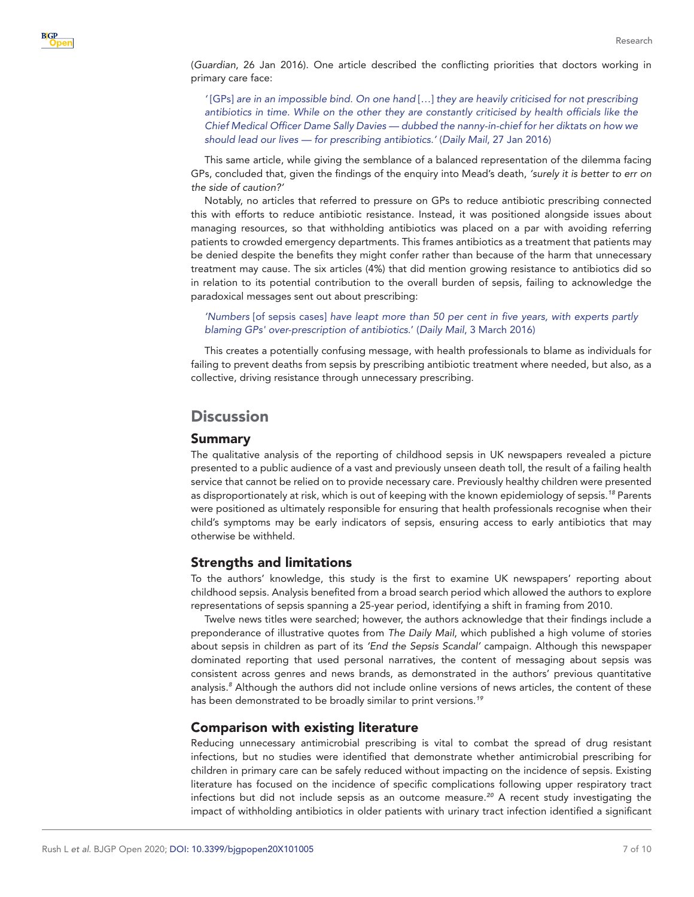(*Guardian*, 26 Jan 2016). One article described the conflicting priorities that doctors working in primary care face:

> *'*[GPs] *are in an impossible bind. On one hand* […] *they are heavily criticised for not prescribing antibiotics in time. While on the other they are constantly criticised by health officials like the Chief Medical Officer Dame Sally Davies — dubbed the nanny-in-chief for her diktats on how we should lead our lives — for prescribing antibiotics.'* (*Daily Mail*, 27 Jan 2016)

This same article, while giving the semblance of a balanced representation of the dilemma facing GPs, concluded that, given the findings of the enquiry into Mead's death, *'surely it is better to err on the side of caution?'*

Notably, no articles that referred to pressure on GPs to reduce antibiotic prescribing connected this with efforts to reduce antibiotic resistance. Instead, it was positioned alongside issues about managing resources, so that withholding antibiotics was placed on a par with avoiding referring patients to crowded emergency departments. This frames antibiotics as a treatment that patients may be denied despite the benefits they might confer rather than because of the harm that unnecessary treatment may cause. The six articles (4%) that did mention growing resistance to antibiotics did so in relation to its potential contribution to the overall burden of sepsis, failing to acknowledge the paradoxical messages sent out about prescribing:

> *'Numbers* [of sepsis cases] *have leapt more than 50 per cent in five years, with experts partly blaming GPs' over-prescription of antibiotics.'* (*Daily Mail*, 3 March 2016)

This creates a potentially confusing message, with health professionals to blame as individuals for failing to prevent deaths from sepsis by prescribing antibiotic treatment where needed, but also, as a collective, driving resistance through unnecessary prescribing.

## Discussion

### Summary

The qualitative analysis of the reporting of childhood sepsis in UK newspapers revealed a picture presented to a public audience of a vast and previously unseen death toll, the result of a failing health service that cannot be relied on to provide necessary care. Previously healthy children were presented as disproportionately at risk, which is out of keeping with the known epidemiology of sepsis.[18] Parents were positioned as ultimately responsible for ensuring that health professionals recognise when their child's symptoms may be early indicators of sepsis, ensuring access to early antibiotics that may otherwise be withheld.

### Strengths and limitations

To the authors' knowledge, this study is the first to examine UK newspapers' reporting about childhood sepsis. Analysis benefited from a broad search period which allowed the authors to explore representations of sepsis spanning a 25-year period, identifying a shift in framing from 2010.

Twelve news titles were searched; however, the authors acknowledge that their findings include a preponderance of illustrative quotes from *The Daily Mail*, which published a high volume of stories about sepsis in children as part of its *'End the Sepsis Scandal'* campaign. Although this newspaper dominated reporting that used personal narratives, the content of messaging about sepsis was consistent across genres and news brands, as demonstrated in the authors' previous quantitative analysis.[8] Although the authors did not include online versions of news articles, the content of these has been demonstrated to be broadly similar to print versions.[19]

### Comparison with existing literature

Reducing unnecessary antimicrobial prescribing is vital to combat the spread of drug resistant infections, but no studies were identified that demonstrate whether antimicrobial prescribing for children in primary care can be safely reduced without impacting on the incidence of sepsis. Existing literature has focused on the incidence of specific complications following upper respiratory tract infections but did not include sepsis as an outcome measure.[20] A recent study investigating the impact of withholding antibiotics in older patients with urinary tract infection identified a significant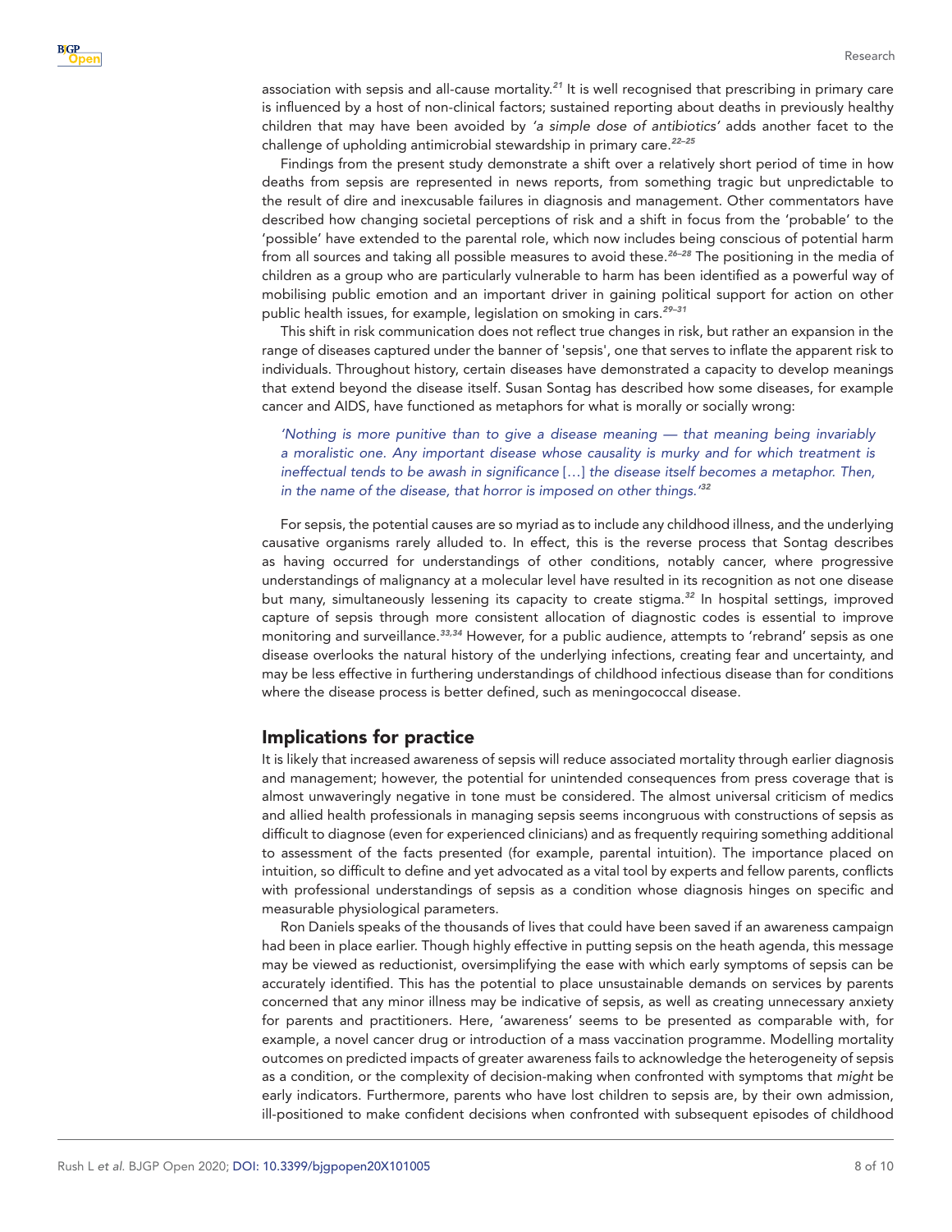association with sepsis and all-cause mortality.[21] It is well recognised that prescribing in primary care is influenced by a host of non-clinical factors; sustained reporting about deaths in previously healthy children that may have been avoided by *'a simple dose of antibiotics'* adds another facet to the challenge of upholding antimicrobial stewardship in primary care.[22–25]

Findings from the present study demonstrate a shift over a relatively short period of time in how deaths from sepsis are represented in news reports, from something tragic but unpredictable to the result of dire and inexcusable failures in diagnosis and management. Other commentators have described how changing societal perceptions of risk and a shift in focus from the 'probable' to the 'possible' have extended to the parental role, which now includes being conscious of potential harm from all sources and taking all possible measures to avoid these.[26–28] The positioning in the media of children as a group who are particularly vulnerable to harm has been identified as a powerful way of mobilising public emotion and an important driver in gaining political support for action on other public health issues, for example, legislation on smoking in cars.[29–31]

This shift in risk communication does not reflect true changes in risk, but rather an expansion in the range of diseases captured under the banner of 'sepsis', one that serves to inflate the apparent risk to individuals. Throughout history, certain diseases have demonstrated a capacity to develop meanings that extend beyond the disease itself. Susan Sontag has described how some diseases, for example cancer and AIDS, have functioned as metaphors for what is morally or socially wrong:

> *'Nothing is more punitive than to give a disease meaning — that meaning being invariably a moralistic one. Any important disease whose causality is murky and for which treatment is ineffectual tends to be awash in significance* […] *the disease itself becomes a metaphor. Then, in the name of the disease, that horror is imposed on other things.'*[32]

For sepsis, the potential causes are so myriad as to include any childhood illness, and the underlying causative organisms rarely alluded to. In effect, this is the reverse process that Sontag describes as having occurred for understandings of other conditions, notably cancer, where progressive understandings of malignancy at a molecular level have resulted in its recognition as not one disease but many, simultaneously lessening its capacity to create stigma.[32] In hospital settings, improved capture of sepsis through more consistent allocation of diagnostic codes is essential to improve monitoring and surveillance.[33,34] However, for a public audience, attempts to 'rebrand' sepsis as one disease overlooks the natural history of the underlying infections, creating fear and uncertainty, and may be less effective in furthering understandings of childhood infectious disease than for conditions where the disease process is better defined, such as meningococcal disease.

## Implications for practice

It is likely that increased awareness of sepsis will reduce associated mortality through earlier diagnosis and management; however, the potential for unintended consequences from press coverage that is almost unwaveringly negative in tone must be considered. The almost universal criticism of medics and allied health professionals in managing sepsis seems incongruous with constructions of sepsis as difficult to diagnose (even for experienced clinicians) and as frequently requiring something additional to assessment of the facts presented (for example, parental intuition). The importance placed on intuition, so difficult to define and yet advocated as a vital tool by experts and fellow parents, conflicts with professional understandings of sepsis as a condition whose diagnosis hinges on specific and measurable physiological parameters.

Ron Daniels speaks of the thousands of lives that could have been saved if an awareness campaign had been in place earlier. Though highly effective in putting sepsis on the heath agenda, this message may be viewed as reductionist, oversimplifying the ease with which early symptoms of sepsis can be accurately identified. This has the potential to place unsustainable demands on services by parents concerned that any minor illness may be indicative of sepsis, as well as creating unnecessary anxiety for parents and practitioners. Here, 'awareness' seems to be presented as comparable with, for example, a novel cancer drug or introduction of a mass vaccination programme. Modelling mortality outcomes on predicted impacts of greater awareness fails to acknowledge the heterogeneity of sepsis as a condition, or the complexity of decision-making when confronted with symptoms that *might* be early indicators. Furthermore, parents who have lost children to sepsis are, by their own admission, ill-positioned to make confident decisions when confronted with subsequent episodes of childhood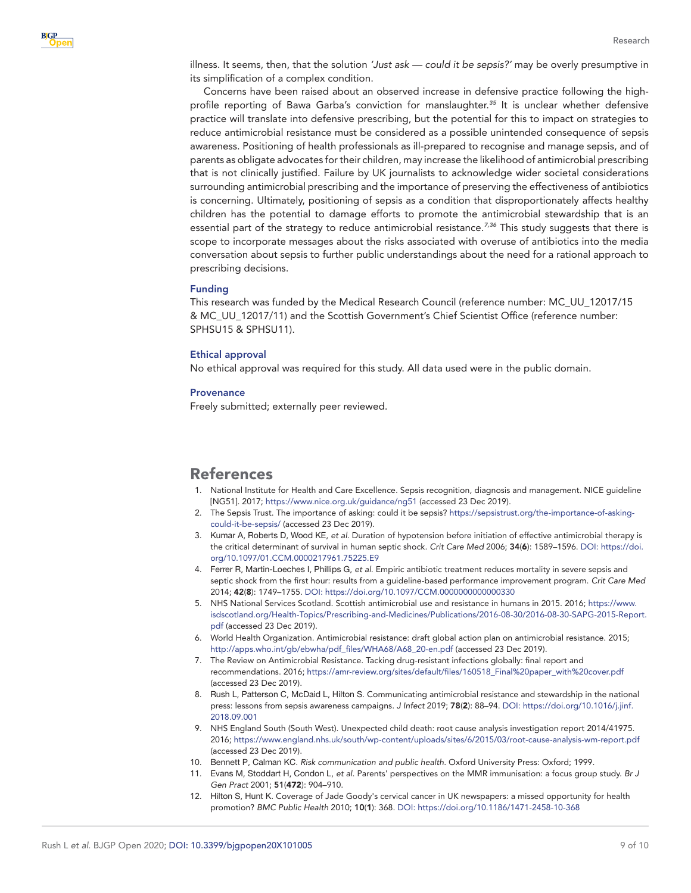illness. It seems, then, that the solution *'Just ask — could it be sepsis?'* may be overly presumptive in its simplification of a complex condition.

Concerns have been raised about an observed increase in defensive practice following the high-profile reporting of Bawa Garba's conviction for manslaughter.[35] It is unclear whether defensive practice will translate into defensive prescribing, but the potential for this to impact on strategies to reduce antimicrobial resistance must be considered as a possible unintended consequence of sepsis awareness. Positioning of health professionals as ill-prepared to recognise and manage sepsis, and of parents as obligate advocates for their children, may increase the likelihood of antimicrobial prescribing that is not clinically justified. Failure by UK journalists to acknowledge wider societal considerations surrounding antimicrobial prescribing and the importance of preserving the effectiveness of antibiotics is concerning. Ultimately, positioning of sepsis as a condition that disproportionately affects healthy children has the potential to damage efforts to promote the antimicrobial stewardship that is an essential part of the strategy to reduce antimicrobial resistance.[7,36] This study suggests that there is scope to incorporate messages about the risks associated with overuse of antibiotics into the media conversation about sepsis to further public understandings about the need for a rational approach to prescribing decisions.

### Funding

This research was funded by the Medical Research Council (reference number: MC_UU_12017/15 & MC_UU_12017/11) and the Scottish Government's Chief Scientist Office (reference number: SPHSU15 & SPHSU11).

### Ethical approval

No ethical approval was required for this study. All data used were in the public domain.

### Provenance

Freely submitted; externally peer reviewed.

## References

1. National Institute for Health and Care Excellence. Sepsis recognition, diagnosis and management. NICE guideline [NG51]. 2017; https://www.nice.org.uk/guidance/ng51 (accessed 23 Dec 2019).
2. The Sepsis Trust. The importance of asking: could it be sepsis? https://sepsistrust.org/the-importance-of-asking-could-it-be-sepsis/ (accessed 23 Dec 2019).
3. Kumar A, Roberts D, Wood KE, *et al.* Duration of hypotension before initiation of effective antimicrobial therapy is the critical determinant of survival in human septic shock. *Crit Care Med* 2006; **34**(**6**): 1589–1596. DOI: https://doi.org/10.1097/01.CCM.0000217961.75225.E9
4. Ferrer R, Martin-Loeches I, Phillips G, *et al.* Empiric antibiotic treatment reduces mortality in severe sepsis and septic shock from the first hour: results from a guideline-based performance improvement program. *Crit Care Med* 2014; **42**(**8**): 1749–1755. DOI: https://doi.org/10.1097/CCM.0000000000000330
5. NHS National Services Scotland. Scottish antimicrobial use and resistance in humans in 2015. 2016; https://www.isdscotland.org/Health-Topics/Prescribing-and-Medicines/Publications/2016-08-30/2016-08-30-SAPG-2015-Report.pdf (accessed 23 Dec 2019).
6. World Health Organization. Antimicrobial resistance: draft global action plan on antimicrobial resistance. 2015; http://apps.who.int/gb/ebwha/pdf_files/WHA68/A68_20-en.pdf (accessed 23 Dec 2019).
7. The Review on Antimicrobial Resistance. Tackling drug-resistant infections globally: final report and recommendations. 2016; https://amr-review.org/sites/default/files/160518_Final%20paper_with%20cover.pdf (accessed 23 Dec 2019).
8. Rush L, Patterson C, McDaid L, Hilton S. Communicating antimicrobial resistance and stewardship in the national press: lessons from sepsis awareness campaigns. *J Infect* 2019; **78**(**2**): 88–94. DOI: https://doi.org/10.1016/j.jinf.2018.09.001
9. NHS England South (South West). Unexpected child death: root cause analysis investigation report 2014/41975. 2016; https://www.england.nhs.uk/south/wp-content/uploads/sites/6/2015/03/root-cause-analysis-wm-report.pdf (accessed 23 Dec 2019).
10. Bennett P, Calman KC. *Risk communication and public health.* Oxford University Press: Oxford; 1999.
11. Evans M, Stoddart H, Condon L, *et al.* Parents' perspectives on the MMR immunisation: a focus group study. *Br J Gen Pract* 2001; **51**(**472**): 904–910.
12. Hilton S, Hunt K. Coverage of Jade Goody's cervical cancer in UK newspapers: a missed opportunity for health promotion? *BMC Public Health* 2010; **10**(**1**): 368. DOI: https://doi.org/10.1186/1471-2458-10-368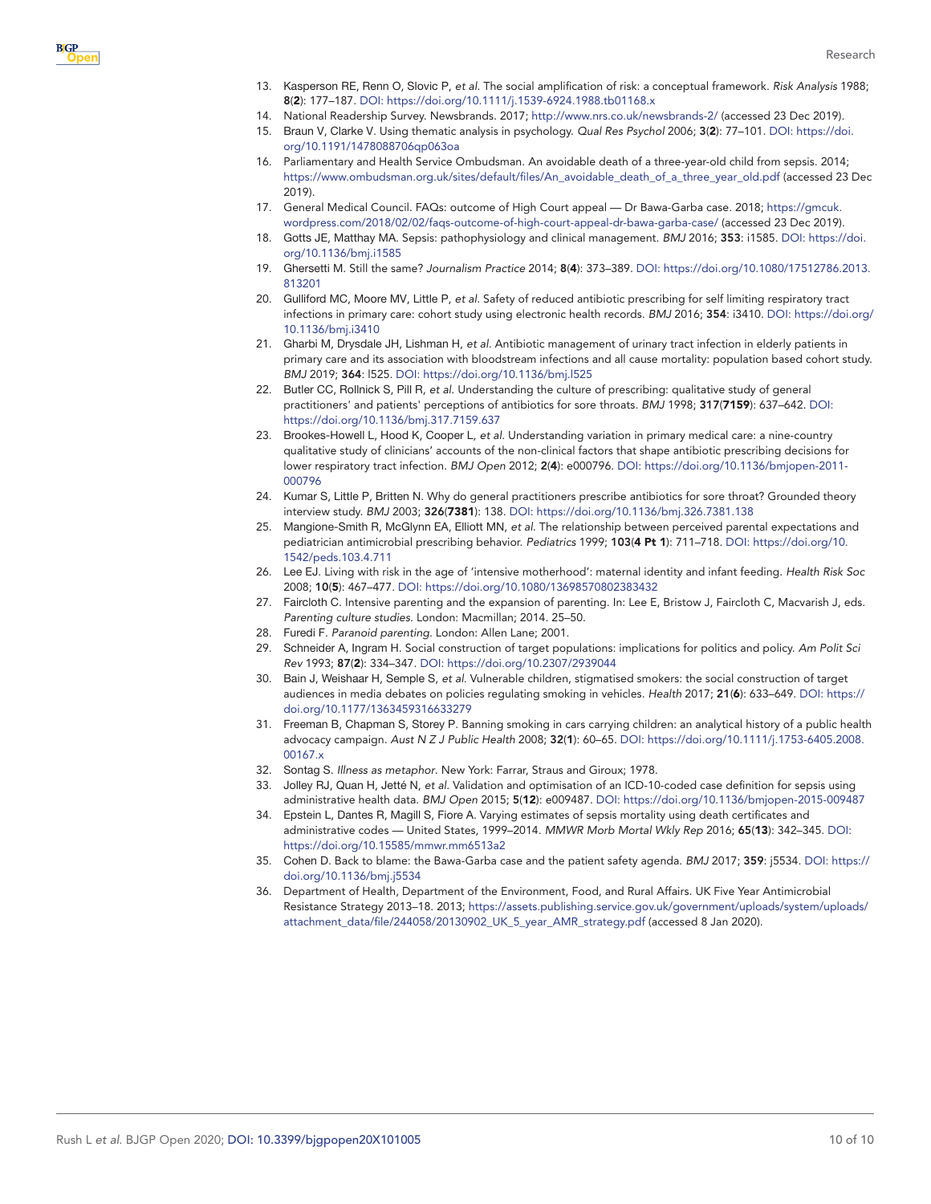13. Kasperson RE, Renn O, Slovic P, *et al*. The social amplification of risk: a conceptual framework. *Risk Analysis* 1988; **8**(**2**): 177–187. DOI: https://doi.org/10.1111/j.1539-6924.1988.tb01168.x
14. National Readership Survey. Newsbrands. 2017; http://www.nrs.co.uk/newsbrands-2/ (accessed 23 Dec 2019).
15. Braun V, Clarke V. Using thematic analysis in psychology. *Qual Res Psychol* 2006; **3**(**2**): 77–101. DOI: https://doi.org/10.1191/1478088706qp063oa
16. Parliamentary and Health Service Ombudsman. An avoidable death of a three-year-old child from sepsis. 2014; https://www.ombudsman.org.uk/sites/default/files/An_avoidable_death_of_a_three_year_old.pdf (accessed 23 Dec 2019).
17. General Medical Council. FAQs: outcome of High Court appeal — Dr Bawa-Garba case. 2018; https://gmcuk.wordpress.com/2018/02/02/faqs-outcome-of-high-court-appeal-dr-bawa-garba-case/ (accessed 23 Dec 2019).
18. Gotts JE, Matthay MA. Sepsis: pathophysiology and clinical management. *BMJ* 2016; **353**: i1585. DOI: https://doi.org/10.1136/bmj.i1585
19. Ghersetti M. Still the same? *Journalism Practice* 2014; **8**(**4**): 373–389. DOI: https://doi.org/10.1080/17512786.2013.813201
20. Gulliford MC, Moore MV, Little P, *et al*. Safety of reduced antibiotic prescribing for self limiting respiratory tract infections in primary care: cohort study using electronic health records. *BMJ* 2016; **354**: i3410. DOI: https://doi.org/10.1136/bmj.i3410
21. Gharbi M, Drysdale JH, Lishman H, *et al*. Antibiotic management of urinary tract infection in elderly patients in primary care and its association with bloodstream infections and all cause mortality: population based cohort study. *BMJ* 2019; **364**: l525. DOI: https://doi.org/10.1136/bmj.l525
22. Butler CC, Rollnick S, Pill R, *et al*. Understanding the culture of prescribing: qualitative study of general practitioners' and patients' perceptions of antibiotics for sore throats. *BMJ* 1998; **317**(**7159**): 637–642. DOI: https://doi.org/10.1136/bmj.317.7159.637
23. Brookes-Howell L, Hood K, Cooper L, *et al*. Understanding variation in primary medical care: a nine-country qualitative study of clinicians' accounts of the non-clinical factors that shape antibiotic prescribing decisions for lower respiratory tract infection. *BMJ Open* 2012; **2**(**4**): e000796. DOI: https://doi.org/10.1136/bmjopen-2011-000796
24. Kumar S, Little P, Britten N. Why do general practitioners prescribe antibiotics for sore throat? Grounded theory interview study. *BMJ* 2003; **326**(**7381**): 138. DOI: https://doi.org/10.1136/bmj.326.7381.138
25. Mangione-Smith R, McGlynn EA, Elliott MN, *et al*. The relationship between perceived parental expectations and pediatrician antimicrobial prescribing behavior. *Pediatrics* 1999; **103**(**4 Pt 1**): 711–718. DOI: https://doi.org/10.1542/peds.103.4.711
26. Lee EJ. Living with risk in the age of 'intensive motherhood': maternal identity and infant feeding. *Health Risk Soc* 2008; **10**(**5**): 467–477. DOI: https://doi.org/10.1080/13698570802383432
27. Faircloth C. Intensive parenting and the expansion of parenting. In: Lee E, Bristow J, Faircloth C, Macvarish J, eds. *Parenting culture studies*. London: Macmillan; 2014. 25–50.
28. Furedi F. *Paranoid parenting*. London: Allen Lane; 2001.
29. Schneider A, Ingram H. Social construction of target populations: implications for politics and policy. *Am Polit Sci Rev* 1993; **87**(**2**): 334–347. DOI: https://doi.org/10.2307/2939044
30. Bain J, Weishaar H, Semple S, *et al*. Vulnerable children, stigmatised smokers: the social construction of target audiences in media debates on policies regulating smoking in vehicles. *Health* 2017; **21**(**6**): 633–649. DOI: https://doi.org/10.1177/1363459316633279
31. Freeman B, Chapman S, Storey P. Banning smoking in cars carrying children: an analytical history of a public health advocacy campaign. *Aust N Z J Public Health* 2008; **32**(**1**): 60–65. DOI: https://doi.org/10.1111/j.1753-6405.2008.00167.x
32. Sontag S. *Illness as metaphor*. New York: Farrar, Straus and Giroux; 1978.
33. Jolley RJ, Quan H, Jetté N, *et al*. Validation and optimisation of an ICD-10-coded case definition for sepsis using administrative health data. *BMJ Open* 2015; **5**(**12**): e009487. DOI: https://doi.org/10.1136/bmjopen-2015-009487
34. Epstein L, Dantes R, Magill S, Fiore A. Varying estimates of sepsis mortality using death certificates and administrative codes — United States, 1999–2014. *MMWR Morb Mortal Wkly Rep* 2016; **65**(**13**): 342–345. DOI: https://doi.org/10.15585/mmwr.mm6513a2
35. Cohen D. Back to blame: the Bawa-Garba case and the patient safety agenda. *BMJ* 2017; **359**: j5534. DOI: https://doi.org/10.1136/bmj.j5534
36. Department of Health, Department of the Environment, Food, and Rural Affairs. UK Five Year Antimicrobial Resistance Strategy 2013–18. 2013; https://assets.publishing.service.gov.uk/government/uploads/system/uploads/attachment_data/file/244058/20130902_UK_5_year_AMR_strategy.pdf (accessed 8 Jan 2020).